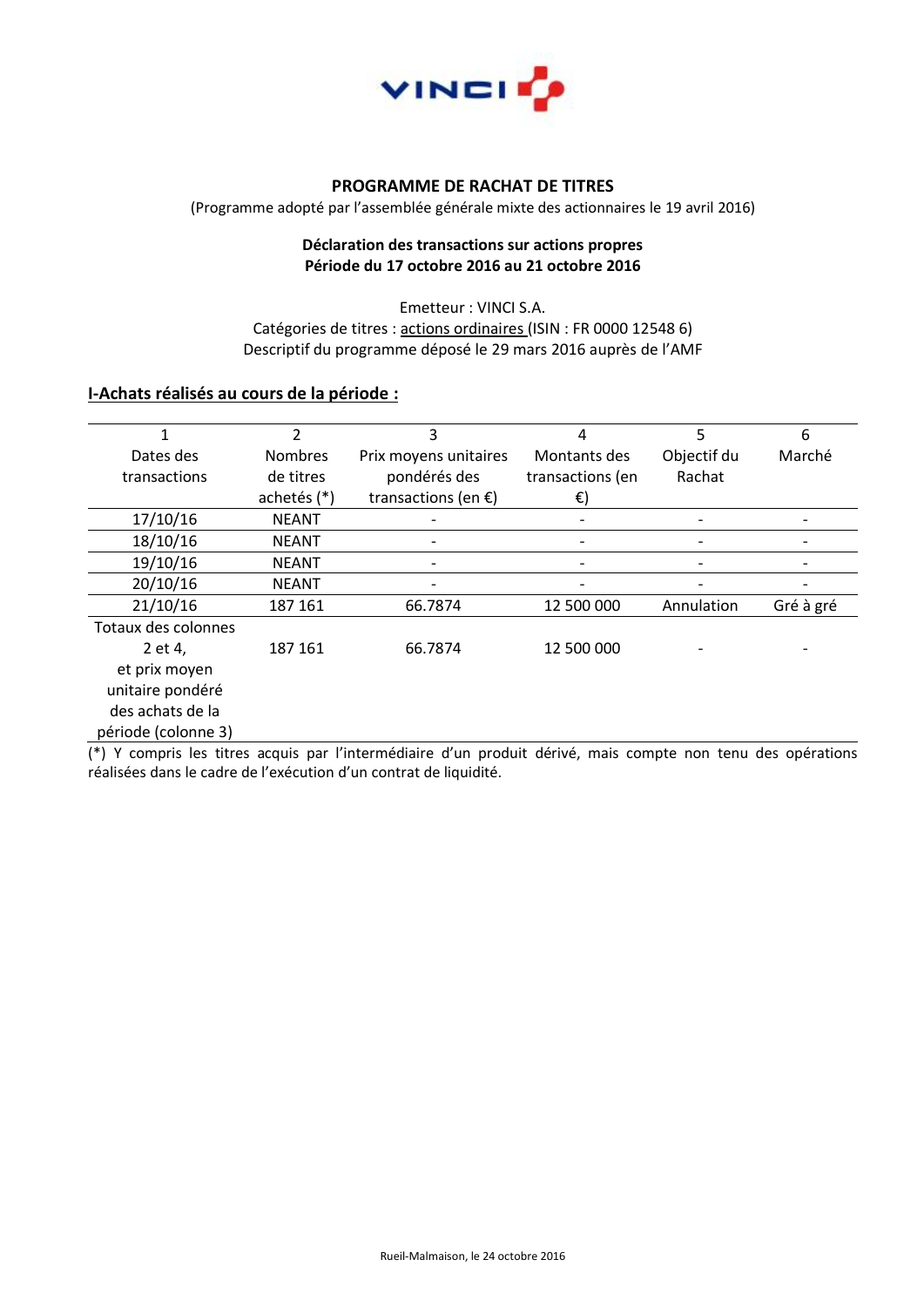VINCI

## PROGRAMME DE RACHAT DE TITRES

(Programme adopté par l'assemblée générale mixte des actionnaires le 19 avril 2016)

**Déclaration des transactions sur actions propres**
**Période du 17 octobre 2016 au 21 octobre 2016**

Emetteur : VINCI S.A.
Catégories de titres : actions ordinaires (ISIN : FR 0000 12548 6)
Descriptif du programme déposé le 29 mars 2016 auprès de l'AMF

### I-Achats réalisés au cours de la période :

| 1<br>Dates des transactions | 2<br>Nombres de titres achetés (*) | 3<br>Prix moyens unitaires pondérés des transactions (en €) | 4<br>Montants des transactions (en €) | 5<br>Objectif du Rachat | 6<br>Marché |
|---|---|---|---|---|---|
| 17/10/16 | NEANT | - | - | - | - |
| 18/10/16 | NEANT | - | - | - | - |
| 19/10/16 | NEANT | - | - | - | - |
| 20/10/16 | NEANT | - | - | - | - |
| 21/10/16 | 187 161 | 66.7874 | 12 500 000 | Annulation | Gré à gré |
| Totaux des colonnes 2 et 4, et prix moyen unitaire pondéré des achats de la période (colonne 3) | 187 161 | 66.7874 | 12 500 000 | - | - |

(*) Y compris les titres acquis par l'intermédiaire d'un produit dérivé, mais compte non tenu des opérations réalisées dans le cadre de l'exécution d'un contrat de liquidité.

Rueil-Malmaison, le 24 octobre 2016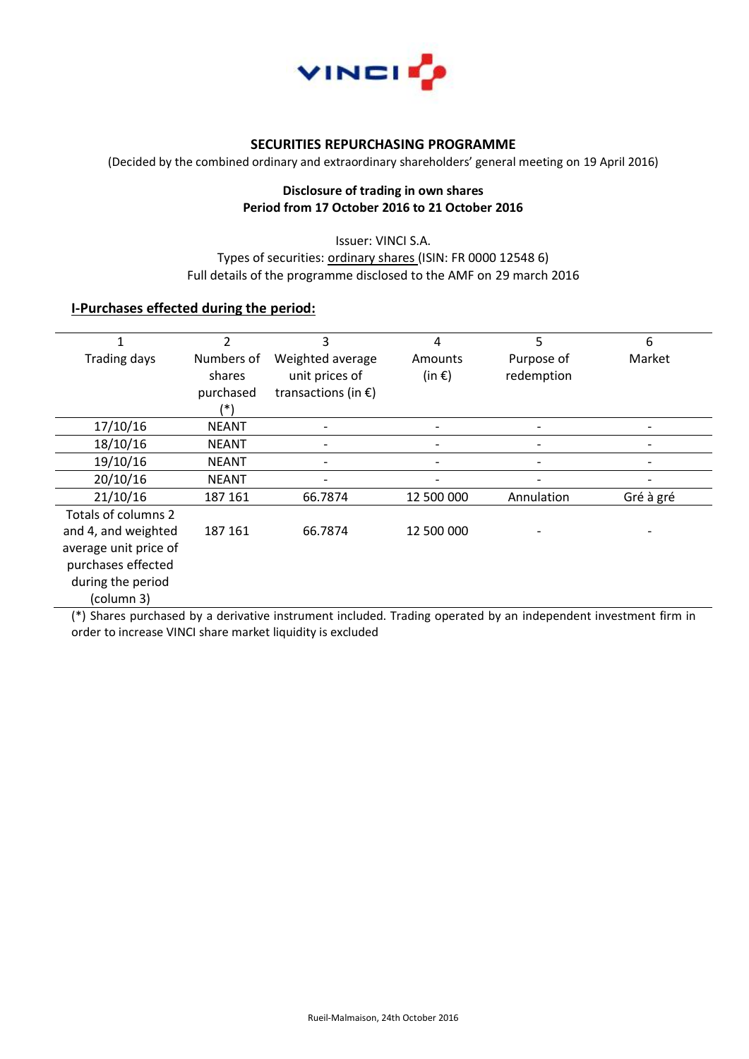**SECURITIES REPURCHASING PROGRAMME**

(Decided by the combined ordinary and extraordinary shareholders' general meeting on 19 April 2016)

**Disclosure of trading in own shares**
**Period from 17 October 2016 to 21 October 2016**

Issuer: VINCI S.A.
Types of securities: ordinary shares (ISIN: FR 0000 12548 6)
Full details of the programme disclosed to the AMF on 29 march 2016

## I-Purchases effected during the period:

| 1<br>Trading days | 2<br>Numbers of shares purchased (*) | 3<br>Weighted average unit prices of transactions (in €) | 4<br>Amounts (in €) | 5<br>Purpose of redemption | 6<br>Market |
|---|---|---|---|---|---|
| 17/10/16 | NEANT | - | - | - | - |
| 18/10/16 | NEANT | - | - | - | - |
| 19/10/16 | NEANT | - | - | - | - |
| 20/10/16 | NEANT | - | - | - | - |
| 21/10/16 | 187 161 | 66.7874 | 12 500 000 | Annulation | Gré à gré |
| Totals of columns 2 and 4, and weighted average unit price of purchases effected during the period (column 3) | 187 161 | 66.7874 | 12 500 000 | - | - |

(*) Shares purchased by a derivative instrument included. Trading operated by an independent investment firm in order to increase VINCI share market liquidity is excluded

Rueil-Malmaison, 24th October 2016